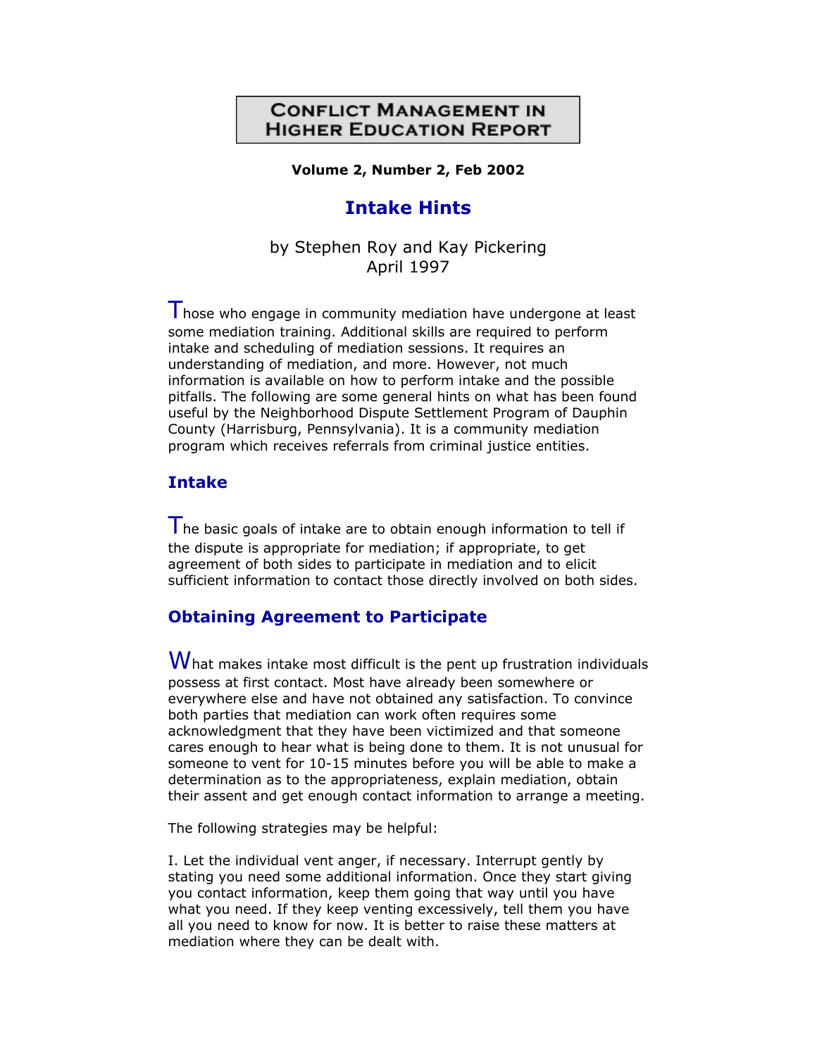# Conflict Management in Higher Education Report

**Volume 2, Number 2, Feb 2002**

## Intake Hints

by Stephen Roy and Kay Pickering
April 1997

Those who engage in community mediation have undergone at least some mediation training. Additional skills are required to perform intake and scheduling of mediation sessions. It requires an understanding of mediation, and more. However, not much information is available on how to perform intake and the possible pitfalls. The following are some general hints on what has been found useful by the Neighborhood Dispute Settlement Program of Dauphin County (Harrisburg, Pennsylvania). It is a community mediation program which receives referrals from criminal justice entities.

### Intake

The basic goals of intake are to obtain enough information to tell if the dispute is appropriate for mediation; if appropriate, to get agreement of both sides to participate in mediation and to elicit sufficient information to contact those directly involved on both sides.

### Obtaining Agreement to Participate

What makes intake most difficult is the pent up frustration individuals possess at first contact. Most have already been somewhere or everywhere else and have not obtained any satisfaction. To convince both parties that mediation can work often requires some acknowledgment that they have been victimized and that someone cares enough to hear what is being done to them. It is not unusual for someone to vent for 10-15 minutes before you will be able to make a determination as to the appropriateness, explain mediation, obtain their assent and get enough contact information to arrange a meeting.

The following strategies may be helpful:

I. Let the individual vent anger, if necessary. Interrupt gently by stating you need some additional information. Once they start giving you contact information, keep them going that way until you have what you need. If they keep venting excessively, tell them you have all you need to know for now. It is better to raise these matters at mediation where they can be dealt with.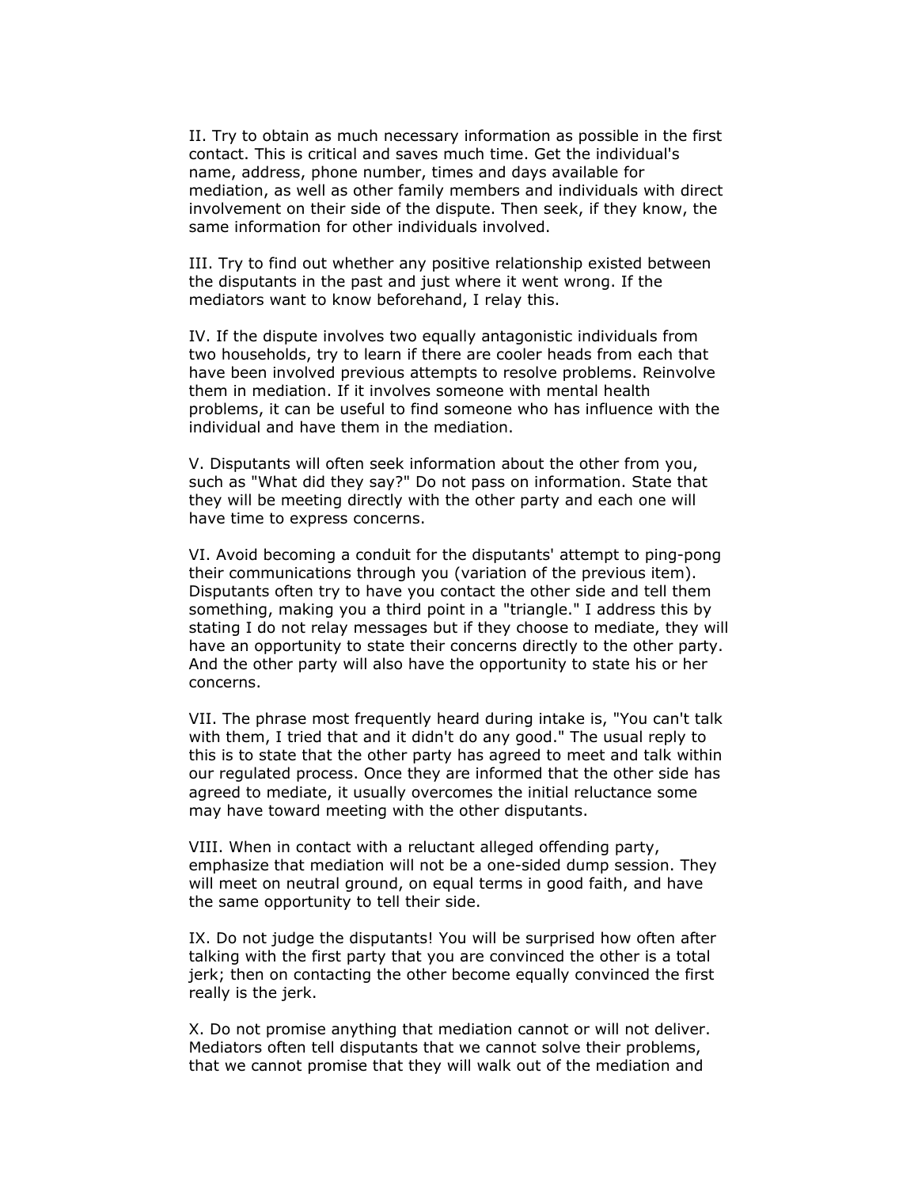II. Try to obtain as much necessary information as possible in the first contact. This is critical and saves much time. Get the individual's name, address, phone number, times and days available for mediation, as well as other family members and individuals with direct involvement on their side of the dispute. Then seek, if they know, the same information for other individuals involved.

III. Try to find out whether any positive relationship existed between the disputants in the past and just where it went wrong. If the mediators want to know beforehand, I relay this.

IV. If the dispute involves two equally antagonistic individuals from two households, try to learn if there are cooler heads from each that have been involved previous attempts to resolve problems. Reinvolve them in mediation. If it involves someone with mental health problems, it can be useful to find someone who has influence with the individual and have them in the mediation.

V. Disputants will often seek information about the other from you, such as "What did they say?" Do not pass on information. State that they will be meeting directly with the other party and each one will have time to express concerns.

VI. Avoid becoming a conduit for the disputants' attempt to ping-pong their communications through you (variation of the previous item). Disputants often try to have you contact the other side and tell them something, making you a third point in a "triangle." I address this by stating I do not relay messages but if they choose to mediate, they will have an opportunity to state their concerns directly to the other party. And the other party will also have the opportunity to state his or her concerns.

VII. The phrase most frequently heard during intake is, "You can't talk with them, I tried that and it didn't do any good." The usual reply to this is to state that the other party has agreed to meet and talk within our regulated process. Once they are informed that the other side has agreed to mediate, it usually overcomes the initial reluctance some may have toward meeting with the other disputants.

VIII. When in contact with a reluctant alleged offending party, emphasize that mediation will not be a one-sided dump session. They will meet on neutral ground, on equal terms in good faith, and have the same opportunity to tell their side.

IX. Do not judge the disputants! You will be surprised how often after talking with the first party that you are convinced the other is a total jerk; then on contacting the other become equally convinced the first really is the jerk.

X. Do not promise anything that mediation cannot or will not deliver. Mediators often tell disputants that we cannot solve their problems, that we cannot promise that they will walk out of the mediation and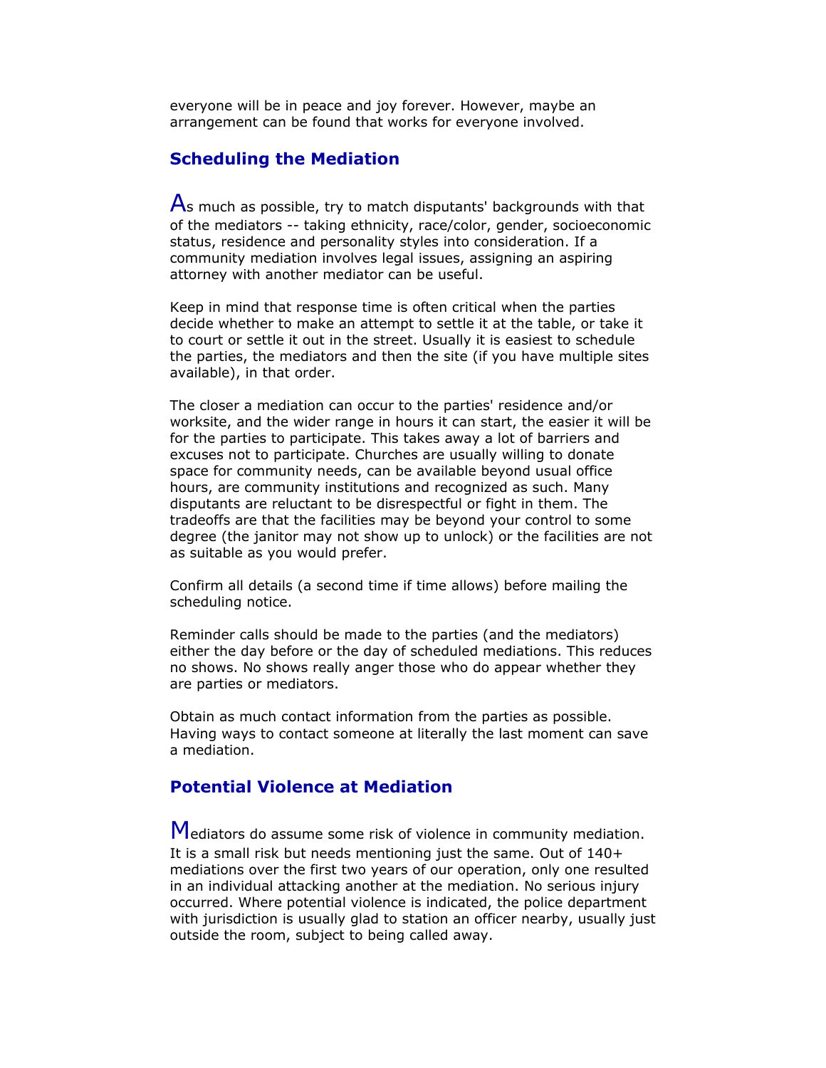everyone will be in peace and joy forever. However, maybe an arrangement can be found that works for everyone involved.

## Scheduling the Mediation

As much as possible, try to match disputants' backgrounds with that of the mediators -- taking ethnicity, race/color, gender, socioeconomic status, residence and personality styles into consideration. If a community mediation involves legal issues, assigning an aspiring attorney with another mediator can be useful.

Keep in mind that response time is often critical when the parties decide whether to make an attempt to settle it at the table, or take it to court or settle it out in the street. Usually it is easiest to schedule the parties, the mediators and then the site (if you have multiple sites available), in that order.

The closer a mediation can occur to the parties' residence and/or worksite, and the wider range in hours it can start, the easier it will be for the parties to participate. This takes away a lot of barriers and excuses not to participate. Churches are usually willing to donate space for community needs, can be available beyond usual office hours, are community institutions and recognized as such. Many disputants are reluctant to be disrespectful or fight in them. The tradeoffs are that the facilities may be beyond your control to some degree (the janitor may not show up to unlock) or the facilities are not as suitable as you would prefer.

Confirm all details (a second time if time allows) before mailing the scheduling notice.

Reminder calls should be made to the parties (and the mediators) either the day before or the day of scheduled mediations. This reduces no shows. No shows really anger those who do appear whether they are parties or mediators.

Obtain as much contact information from the parties as possible. Having ways to contact someone at literally the last moment can save a mediation.

## Potential Violence at Mediation

Mediators do assume some risk of violence in community mediation. It is a small risk but needs mentioning just the same. Out of 140+ mediations over the first two years of our operation, only one resulted in an individual attacking another at the mediation. No serious injury occurred. Where potential violence is indicated, the police department with jurisdiction is usually glad to station an officer nearby, usually just outside the room, subject to being called away.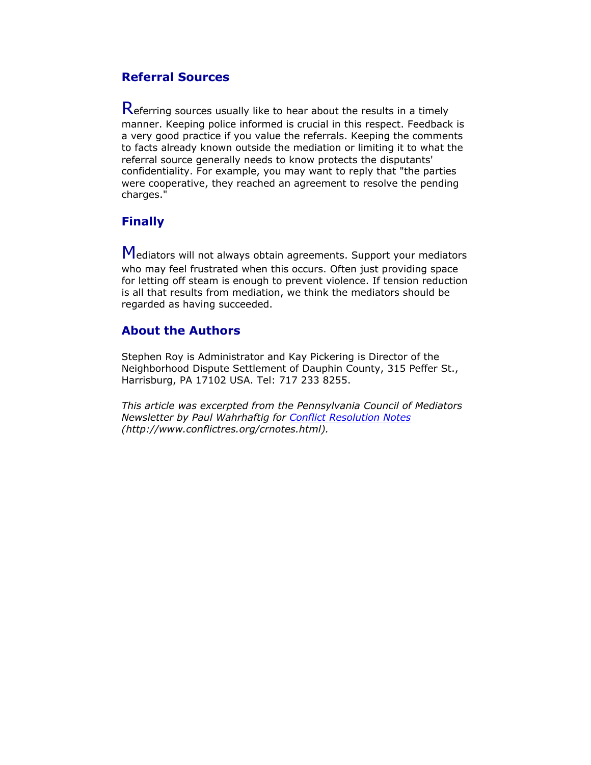## Referral Sources

Referring sources usually like to hear about the results in a timely manner. Keeping police informed is crucial in this respect. Feedback is a very good practice if you value the referrals. Keeping the comments to facts already known outside the mediation or limiting it to what the referral source generally needs to know protects the disputants' confidentiality. For example, you may want to reply that "the parties were cooperative, they reached an agreement to resolve the pending charges."

## Finally

Mediators will not always obtain agreements. Support your mediators who may feel frustrated when this occurs. Often just providing space for letting off steam is enough to prevent violence. If tension reduction is all that results from mediation, we think the mediators should be regarded as having succeeded.

## About the Authors

Stephen Roy is Administrator and Kay Pickering is Director of the Neighborhood Dispute Settlement of Dauphin County, 315 Peffer St., Harrisburg, PA 17102 USA. Tel: 717 233 8255.

*This article was excerpted from the Pennsylvania Council of Mediators Newsletter by Paul Wahrhaftig for [Conflict Resolution Notes](http://www.conflictres.org/crnotes.html) (http://www.conflictres.org/crnotes.html).*